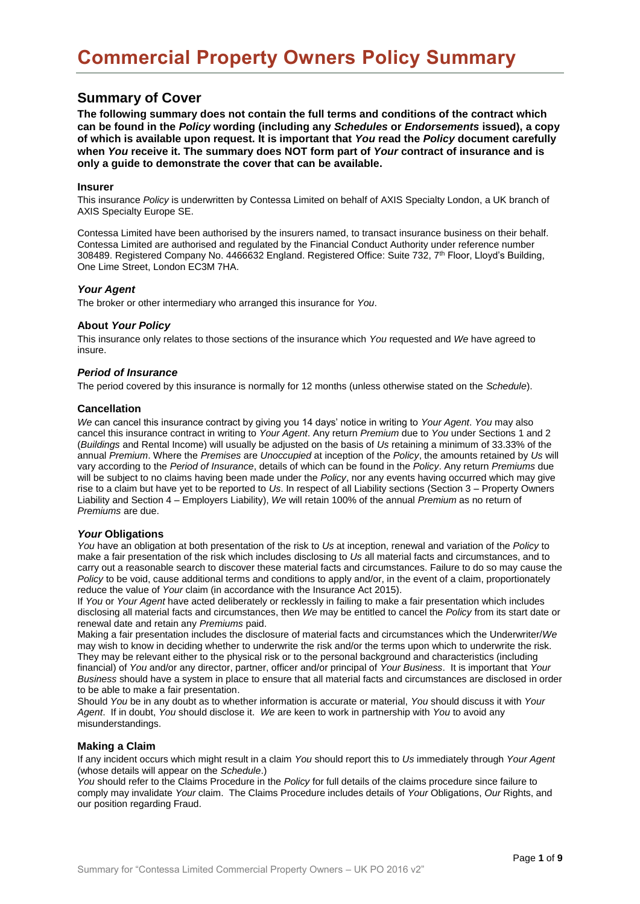# Commercial Property Owners Policy Summary

## Summary of Cover

**The following summary does not contain the full terms and conditions of the contract which can be found in the *Policy* wording (including any *Schedules* or *Endorsements* issued), a copy of which is available upon request. It is important that *You* read the *Policy* document carefully when *You* receive it. The summary does NOT form part of *Your* contract of insurance and is only a guide to demonstrate the cover that can be available.**

### Insurer

This insurance *Policy* is underwritten by Contessa Limited on behalf of AXIS Specialty London, a UK branch of AXIS Specialty Europe SE.

Contessa Limited have been authorised by the insurers named, to transact insurance business on their behalf. Contessa Limited are authorised and regulated by the Financial Conduct Authority under reference number 308489. Registered Company No. 4466632 England. Registered Office: Suite 732, 7th Floor, Lloyd's Building, One Lime Street, London EC3M 7HA.

### *Your Agent*

The broker or other intermediary who arranged this insurance for *You*.

### About *Your Policy*

This insurance only relates to those sections of the insurance which *You* requested and *We* have agreed to insure.

### *Period of Insurance*

The period covered by this insurance is normally for 12 months (unless otherwise stated on the *Schedule*).

### Cancellation

*We* can cancel this insurance contract by giving you 14 days' notice in writing to *Your Agent*. *You* may also cancel this insurance contract in writing to *Your Agent*. Any return *Premium* due to *You* under Sections 1 and 2 (*Buildings* and Rental Income) will usually be adjusted on the basis of *Us* retaining a minimum of 33.33% of the annual *Premium*. Where the *Premises* are *Unoccupied* at inception of the *Policy*, the amounts retained by *Us* will vary according to the *Period of Insurance*, details of which can be found in the *Policy*. Any return *Premiums* due will be subject to no claims having been made under the *Policy*, nor any events having occurred which may give rise to a claim but have yet to be reported to *Us*. In respect of all Liability sections (Section 3 – Property Owners Liability and Section 4 – Employers Liability), *We* will retain 100% of the annual *Premium* as no return of *Premiums* are due.

### *Your* Obligations

*You* have an obligation at both presentation of the risk to *Us* at inception, renewal and variation of the *Policy* to make a fair presentation of the risk which includes disclosing to *Us* all material facts and circumstances, and to carry out a reasonable search to discover these material facts and circumstances. Failure to do so may cause the *Policy* to be void, cause additional terms and conditions to apply and/or, in the event of a claim, proportionately reduce the value of *Your* claim (in accordance with the Insurance Act 2015).

If *You* or *Your Agent* have acted deliberately or recklessly in failing to make a fair presentation which includes disclosing all material facts and circumstances, then *We* may be entitled to cancel the *Policy* from its start date or renewal date and retain any *Premiums* paid.

Making a fair presentation includes the disclosure of material facts and circumstances which the Underwriter/*We* may wish to know in deciding whether to underwrite the risk and/or the terms upon which to underwrite the risk. They may be relevant either to the physical risk or to the personal background and characteristics (including financial) of *You* and/or any director, partner, officer and/or principal of *Your Business*. It is important that *Your Business* should have a system in place to ensure that all material facts and circumstances are disclosed in order to be able to make a fair presentation.

Should *You* be in any doubt as to whether information is accurate or material, *You* should discuss it with *Your Agent*. If in doubt, *You* should disclose it. *We* are keen to work in partnership with *You* to avoid any misunderstandings.

### Making a Claim

If any incident occurs which might result in a claim *You* should report this to *Us* immediately through *Your Agent* (whose details will appear on the *Schedule*.)

*You* should refer to the Claims Procedure in the *Policy* for full details of the claims procedure since failure to comply may invalidate *Your* claim. The Claims Procedure includes details of *Your* Obligations, *Our* Rights, and our position regarding Fraud.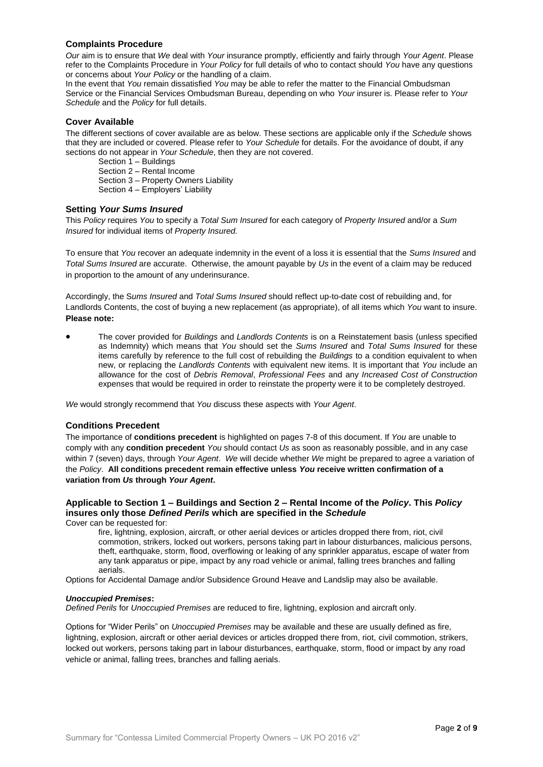## Complaints Procedure

*Our* aim is to ensure that *We* deal with *Your* insurance promptly, efficiently and fairly through *Your Agent*. Please refer to the Complaints Procedure in *Your Policy* for full details of who to contact should *You* have any questions or concerns about *Your Policy* or the handling of a claim.

In the event that *You* remain dissatisfied *You* may be able to refer the matter to the Financial Ombudsman Service or the Financial Services Ombudsman Bureau, depending on who *Your* insurer is. Please refer to *Your Schedule* and the *Policy* for full details.

## Cover Available

The different sections of cover available are as below. These sections are applicable only if the *Schedule* shows that they are included or covered. Please refer to *Your Schedule* for details. For the avoidance of doubt, if any sections do not appear in *Your Schedule*, then they are not covered.

Section 1 – Buildings
Section 2 – Rental Income
Section 3 – Property Owners Liability
Section 4 – Employers' Liability

## Setting *Your Sums Insured*

This *Policy* requires *You* to specify a *Total Sum Insured* for each category of *Property Insured* and/or a *Sum Insured* for individual items of *Property Insured.*

To ensure that *You* recover an adequate indemnity in the event of a loss it is essential that the *Sums Insured* and *Total Sums Insured* are accurate. Otherwise, the amount payable by *Us* in the event of a claim may be reduced in proportion to the amount of any underinsurance.

Accordingly, the S*ums Insured* and *Total Sums Insured* should reflect up-to-date cost of rebuilding and, for Landlords Contents, the cost of buying a new replacement (as appropriate), of all items which *You* want to insure.

**Please note:**

- The cover provided for *Buildings* and *Landlords Contents* is on a Reinstatement basis (unless specified as Indemnity) which means that *You* should set the *Sums Insured* and *Total Sums Insured* for these items carefully by reference to the full cost of rebuilding the *Buildings* to a condition equivalent to when new, or replacing the *Landlords Contents* with equivalent new items. It is important that *You* include an allowance for the cost of *Debris Removal*, *Professional Fees* and any *Increased Cost of Construction* expenses that would be required in order to reinstate the property were it to be completely destroyed.

*We* would strongly recommend that *You* discuss these aspects with *Your Agent*.

## Conditions Precedent

The importance of **conditions precedent** is highlighted on pages 7-8 of this document. If *You* are unable to comply with any **condition precedent** *You* should contact *Us* as soon as reasonably possible, and in any case within 7 (seven) days, through *Your Agent*. *We* will decide whether *We* might be prepared to agree a variation of the *Policy*. **All conditions precedent remain effective unless *You* receive written confirmation of a variation from *Us* through *Your Agent*.**

## Applicable to Section 1 – Buildings and Section 2 – Rental Income of the *Policy*. This *Policy* insures only those *Defined Perils* which are specified in the *Schedule*

Cover can be requested for:

fire, lightning, explosion, aircraft, or other aerial devices or articles dropped there from, riot, civil commotion, strikers, locked out workers, persons taking part in labour disturbances, malicious persons, theft, earthquake, storm, flood, overflowing or leaking of any sprinkler apparatus, escape of water from any tank apparatus or pipe, impact by any road vehicle or animal, falling trees branches and falling aerials.

Options for Accidental Damage and/or Subsidence Ground Heave and Landslip may also be available.

***Unoccupied Premises*:**

*Defined Perils* for *Unoccupied Premises* are reduced to fire, lightning, explosion and aircraft only.

Options for "Wider Perils" on *Unoccupied Premises* may be available and these are usually defined as fire, lightning, explosion, aircraft or other aerial devices or articles dropped there from, riot, civil commotion, strikers, locked out workers, persons taking part in labour disturbances, earthquake, storm, flood or impact by any road vehicle or animal, falling trees, branches and falling aerials.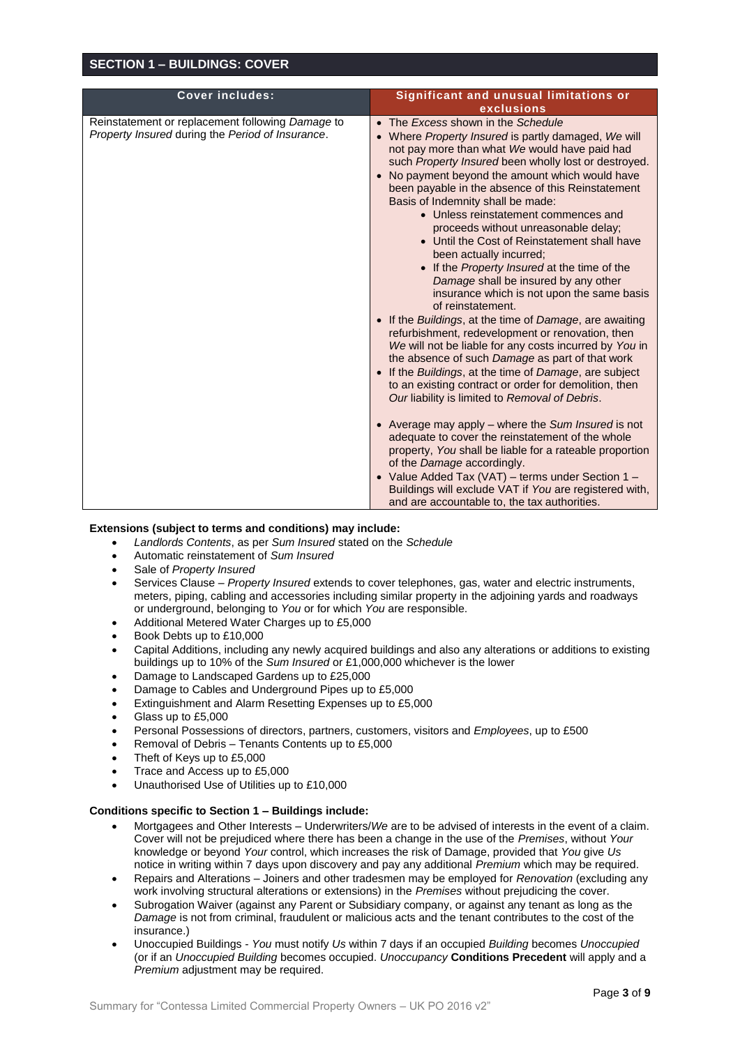## SECTION 1 – BUILDINGS: COVER

| Cover includes: | Significant and unusual limitations or exclusions |
|---|---|
| Reinstatement or replacement following *Damage* to *Property Insured* during the *Period of Insurance*. | • The *Excess* shown in the *Schedule*<br>• Where *Property Insured* is partly damaged, *We* will not pay more than what *We* would have paid had such *Property Insured* been wholly lost or destroyed.<br>• No payment beyond the amount which would have been payable in the absence of this Reinstatement Basis of Indemnity shall be made:<br>  • Unless reinstatement commences and proceeds without unreasonable delay;<br>  • Until the Cost of Reinstatement shall have been actually incurred;<br>  • If the *Property Insured* at the time of the *Damage* shall be insured by any other insurance which is not upon the same basis of reinstatement.<br>• If the *Buildings*, at the time of *Damage*, are awaiting refurbishment, redevelopment or renovation, then *We* will not be liable for any costs incurred by *You* in the absence of such *Damage* as part of that work<br>• If the *Buildings*, at the time of *Damage*, are subject to an existing contract or order for demolition, then *Our* liability is limited to *Removal of Debris*.<br><br>• Average may apply – where the *Sum Insured* is not adequate to cover the reinstatement of the whole property, *You* shall be liable for a rateable proportion of the *Damage* accordingly.<br>• Value Added Tax (VAT) – terms under Section 1 – Buildings will exclude VAT if *You* are registered with, and are accountable to, the tax authorities. |

**Extensions (subject to terms and conditions) may include:**

- *Landlords Contents*, as per *Sum Insured* stated on the *Schedule*
- Automatic reinstatement of *Sum Insured*
- Sale of *Property Insured*
- Services Clause – *Property Insured* extends to cover telephones, gas, water and electric instruments, meters, piping, cabling and accessories including similar property in the adjoining yards and roadways or underground, belonging to *You* or for which *You* are responsible.
- Additional Metered Water Charges up to £5,000
- Book Debts up to £10,000
- Capital Additions, including any newly acquired buildings and also any alterations or additions to existing buildings up to 10% of the *Sum Insured* or £1,000,000 whichever is the lower
- Damage to Landscaped Gardens up to £25,000
- Damage to Cables and Underground Pipes up to £5,000
- Extinguishment and Alarm Resetting Expenses up to £5,000
- Glass up to £5,000
- Personal Possessions of directors, partners, customers, visitors and *Employees*, up to £500
- Removal of Debris – Tenants Contents up to £5,000
- Theft of Keys up to £5,000
- Trace and Access up to £5,000
- Unauthorised Use of Utilities up to £10,000

**Conditions specific to Section 1 – Buildings include:**

- Mortgagees and Other Interests – Underwriters/*We* are to be advised of interests in the event of a claim. Cover will not be prejudiced where there has been a change in the use of the *Premises*, without *Your* knowledge or beyond *Your* control, which increases the risk of Damage, provided that *You* give *Us* notice in writing within 7 days upon discovery and pay any additional *Premium* which may be required.
- Repairs and Alterations – Joiners and other tradesmen may be employed for *Renovation* (excluding any work involving structural alterations or extensions) in the *Premises* without prejudicing the cover.
- Subrogation Waiver (against any Parent or Subsidiary company, or against any tenant as long as the *Damage* is not from criminal, fraudulent or malicious acts and the tenant contributes to the cost of the insurance.)
- Unoccupied Buildings - *You* must notify *Us* within 7 days if an occupied *Building* becomes *Unoccupied* (or if an *Unoccupied Building* becomes occupied. *Unoccupancy* **Conditions Precedent** will apply and a *Premium* adjustment may be required.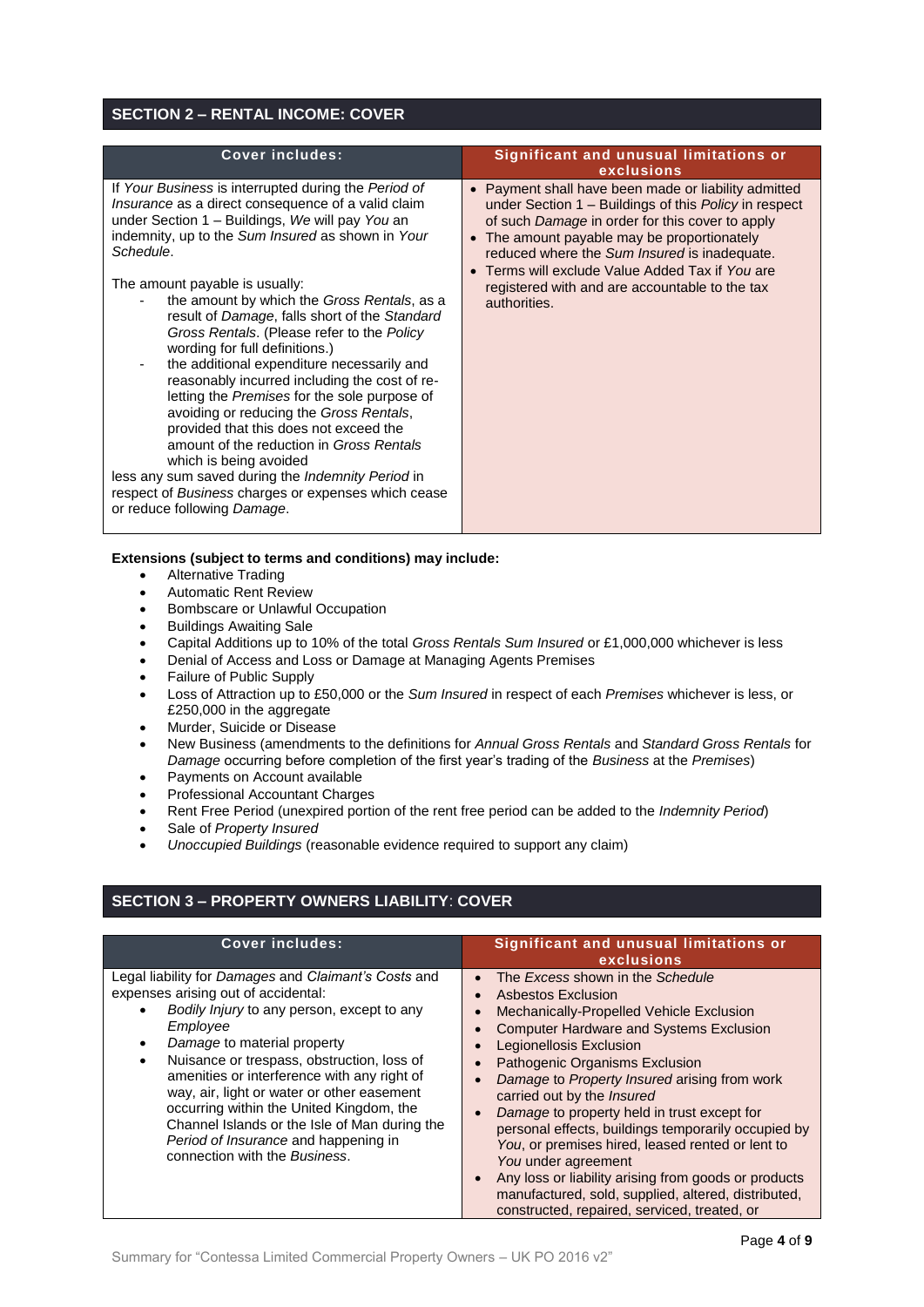## SECTION 2 – RENTAL INCOME: COVER

| Cover includes: | Significant and unusual limitations or exclusions |
|---|---|
| If *Your Business* is interrupted during the *Period of Insurance* as a direct consequence of a valid claim under Section 1 – Buildings, *We* will pay *You* an indemnity, up to the *Sum Insured* as shown in *Your Schedule*.<br><br>The amount payable is usually:<br>- the amount by which the *Gross Rentals*, as a result of *Damage*, falls short of the *Standard Gross Rentals*. (Please refer to the *Policy* wording for full definitions.)<br>- the additional expenditure necessarily and reasonably incurred including the cost of re-letting the *Premises* for the sole purpose of avoiding or reducing the *Gross Rentals*, provided that this does not exceed the amount of the reduction in *Gross Rentals* which is being avoided<br><br>less any sum saved during the *Indemnity Period* in respect of *Business* charges or expenses which cease or reduce following *Damage*. | • Payment shall have been made or liability admitted under Section 1 – Buildings of this *Policy* in respect of such *Damage* in order for this cover to apply<br>• The amount payable may be proportionately reduced where the *Sum Insured* is inadequate.<br>• Terms will exclude Value Added Tax if *You* are registered with and are accountable to the tax authorities. |

**Extensions (subject to terms and conditions) may include:**

- Alternative Trading
- Automatic Rent Review
- Bombscare or Unlawful Occupation
- Buildings Awaiting Sale
- Capital Additions up to 10% of the total *Gross Rentals Sum Insured* or £1,000,000 whichever is less
- Denial of Access and Loss or Damage at Managing Agents Premises
- Failure of Public Supply
- Loss of Attraction up to £50,000 or the *Sum Insured* in respect of each *Premises* whichever is less, or £250,000 in the aggregate
- Murder, Suicide or Disease
- New Business (amendments to the definitions for *Annual Gross Rentals* and *Standard Gross Rentals* for *Damage* occurring before completion of the first year's trading of the *Business* at the *Premises*)
- Payments on Account available
- Professional Accountant Charges
- Rent Free Period (unexpired portion of the rent free period can be added to the *Indemnity Period*)
- Sale of *Property Insured*
- *Unoccupied Buildings* (reasonable evidence required to support any claim)

## SECTION 3 – PROPERTY OWNERS LIABILITY: COVER

| Cover includes: | Significant and unusual limitations or exclusions |
|---|---|
| Legal liability for *Damages* and *Claimant's Costs* and expenses arising out of accidental:<br>• *Bodily Injury* to any person, except to any *Employee*<br>• *Damage* to material property<br>• Nuisance or trespass, obstruction, loss of amenities or interference with any right of way, air, light or water or other easement<br><br>occurring within the United Kingdom, the Channel Islands or the Isle of Man during the *Period of Insurance* and happening in connection with the *Business*. | • The *Excess* shown in the *Schedule*<br>• Asbestos Exclusion<br>• Mechanically-Propelled Vehicle Exclusion<br>• Computer Hardware and Systems Exclusion<br>• Legionellosis Exclusion<br>• Pathogenic Organisms Exclusion<br>• *Damage* to *Property Insured* arising from work carried out by the *Insured*<br>• *Damage* to property held in trust except for personal effects, buildings temporarily occupied by *You*, or premises hired, leased rented or lent to *You* under agreement<br>• Any loss or liability arising from goods or products manufactured, sold, supplied, altered, distributed, constructed, repaired, serviced, treated, or |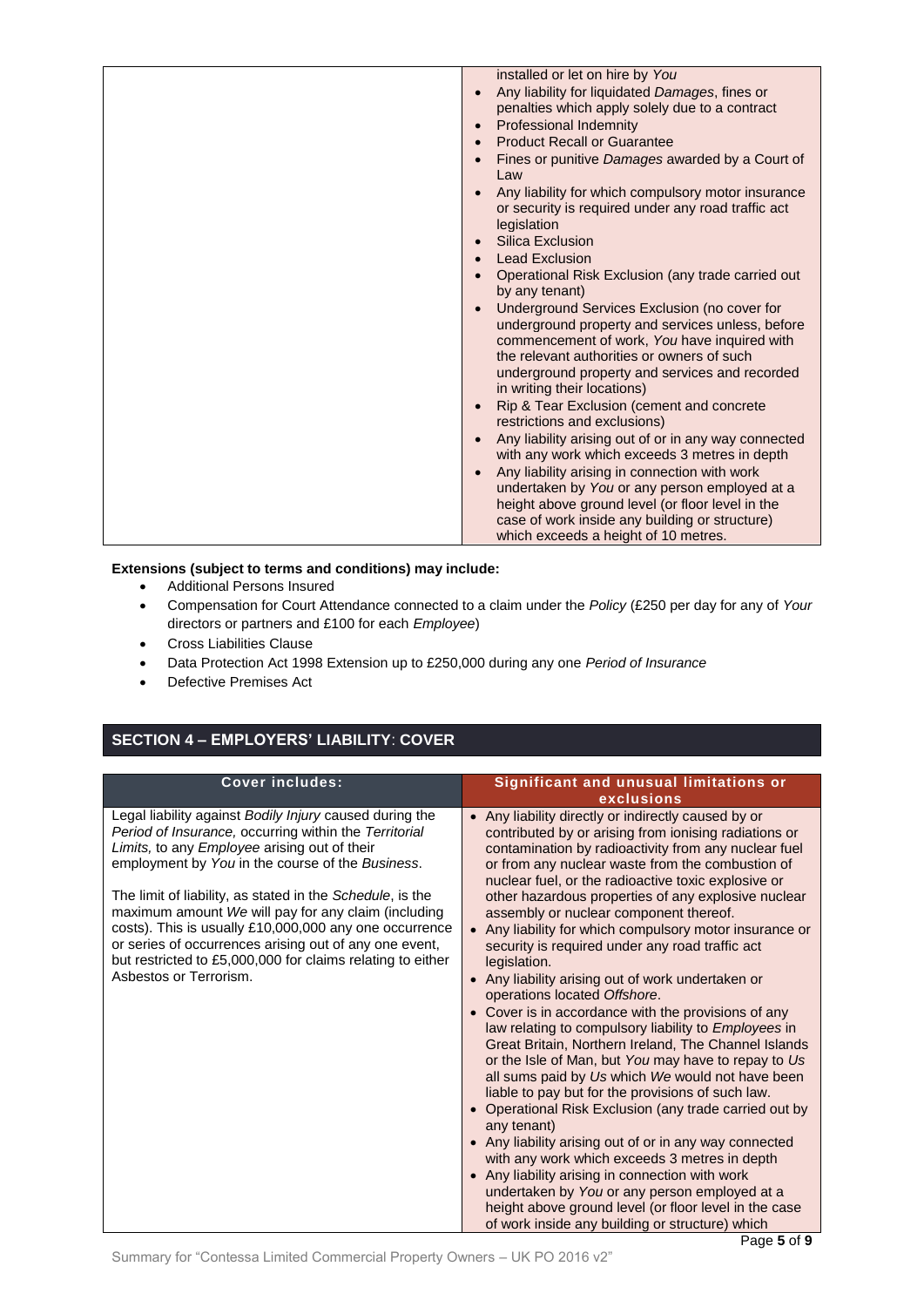| | |
|---|---|
| | installed or let on hire by *You*<br>• Any liability for liquidated *Damages*, fines or penalties which apply solely due to a contract<br>• Professional Indemnity<br>• Product Recall or Guarantee<br>• Fines or punitive *Damages* awarded by a Court of Law<br>• Any liability for which compulsory motor insurance or security is required under any road traffic act legislation<br>• Silica Exclusion<br>• Lead Exclusion<br>• Operational Risk Exclusion (any trade carried out by any tenant)<br>• Underground Services Exclusion (no cover for underground property and services unless, before commencement of work, *You* have inquired with the relevant authorities or owners of such underground property and services and recorded in writing their locations)<br>• Rip & Tear Exclusion (cement and concrete restrictions and exclusions)<br>• Any liability arising out of or in any way connected with any work which exceeds 3 metres in depth<br>• Any liability arising in connection with work undertaken by *You* or any person employed at a height above ground level (or floor level in the case of work inside any building or structure) which exceeds a height of 10 metres. |

**Extensions (subject to terms and conditions) may include:**

- Additional Persons Insured
- Compensation for Court Attendance connected to a claim under the *Policy* (£250 per day for any of *Your* directors or partners and £100 for each *Employee*)
- Cross Liabilities Clause
- Data Protection Act 1998 Extension up to £250,000 during any one *Period of Insurance*
- Defective Premises Act

## SECTION 4 – EMPLOYERS' LIABILITY: COVER

| Cover includes: | Significant and unusual limitations or exclusions |
|---|---|
| Legal liability against *Bodily Injury* caused during the *Period of Insurance,* occurring within the *Territorial Limits,* to any *Employee* arising out of their employment by *You* in the course of the *Business*.<br><br>The limit of liability, as stated in the *Schedule*, is the maximum amount *We* will pay for any claim (including costs). This is usually £10,000,000 any one occurrence or series of occurrences arising out of any one event, but restricted to £5,000,000 for claims relating to either Asbestos or Terrorism. | • Any liability directly or indirectly caused by or contributed by or arising from ionising radiations or contamination by radioactivity from any nuclear fuel or from any nuclear waste from the combustion of nuclear fuel, or the radioactive toxic explosive or other hazardous properties of any explosive nuclear assembly or nuclear component thereof.<br>• Any liability for which compulsory motor insurance or security is required under any road traffic act legislation.<br>• Any liability arising out of work undertaken or operations located *Offshore*.<br>• Cover is in accordance with the provisions of any law relating to compulsory liability to *Employees* in Great Britain, Northern Ireland, The Channel Islands or the Isle of Man, but *You* may have to repay to *Us* all sums paid by *Us* which *We* would not have been liable to pay but for the provisions of such law.<br>• Operational Risk Exclusion (any trade carried out by any tenant)<br>• Any liability arising out of or in any way connected with any work which exceeds 3 metres in depth<br>• Any liability arising in connection with work undertaken by *You* or any person employed at a height above ground level (or floor level in the case of work inside any building or structure) which |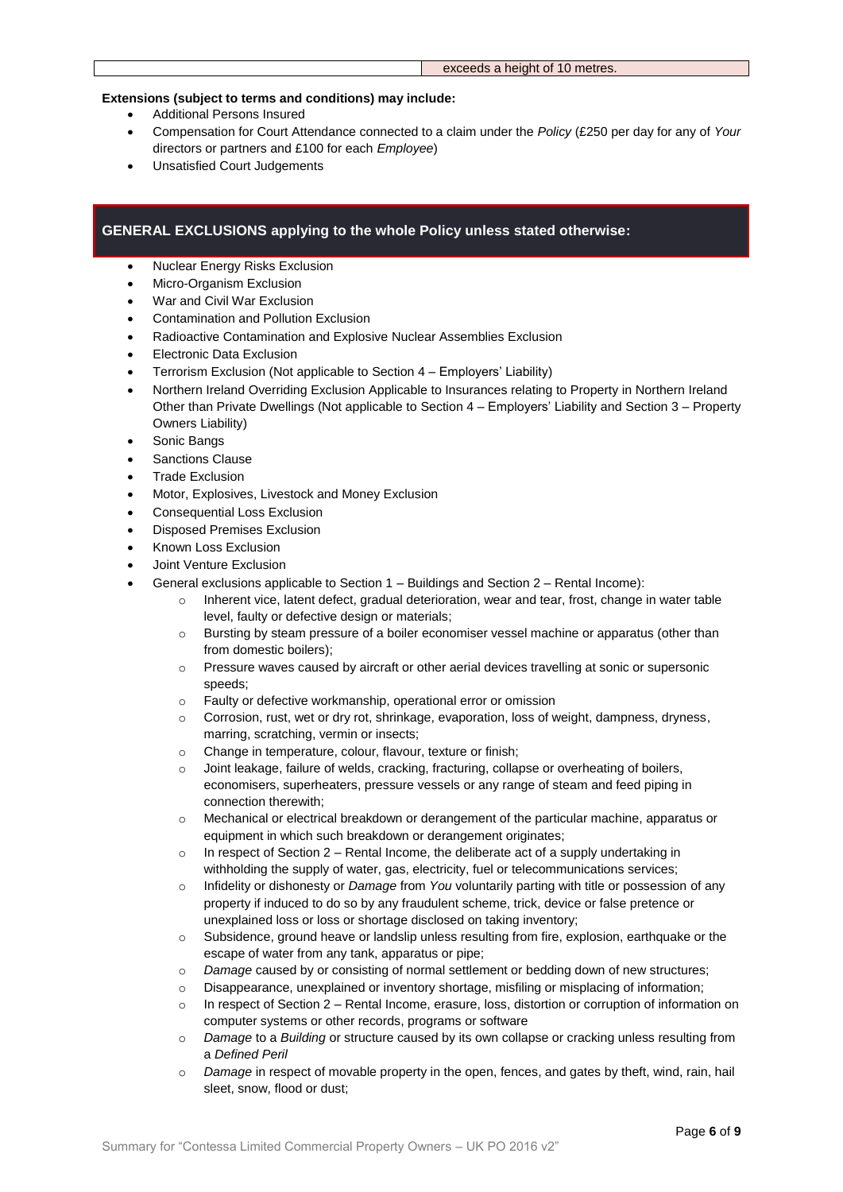| | exceeds a height of 10 metres. |
|---|---|

**Extensions (subject to terms and conditions) may include:**

- Additional Persons Insured
- Compensation for Court Attendance connected to a claim under the *Policy* (£250 per day for any of *Your* directors or partners and £100 for each *Employee*)
- Unsatisfied Court Judgements

## GENERAL EXCLUSIONS applying to the whole Policy unless stated otherwise:

- Nuclear Energy Risks Exclusion
- Micro-Organism Exclusion
- War and Civil War Exclusion
- Contamination and Pollution Exclusion
- Radioactive Contamination and Explosive Nuclear Assemblies Exclusion
- Electronic Data Exclusion
- Terrorism Exclusion (Not applicable to Section 4 – Employers' Liability)
- Northern Ireland Overriding Exclusion Applicable to Insurances relating to Property in Northern Ireland Other than Private Dwellings (Not applicable to Section 4 – Employers' Liability and Section 3 – Property Owners Liability)
- Sonic Bangs
- Sanctions Clause
- Trade Exclusion
- Motor, Explosives, Livestock and Money Exclusion
- Consequential Loss Exclusion
- Disposed Premises Exclusion
- Known Loss Exclusion
- Joint Venture Exclusion
- General exclusions applicable to Section 1 – Buildings and Section 2 – Rental Income):
  - Inherent vice, latent defect, gradual deterioration, wear and tear, frost, change in water table level, faulty or defective design or materials;
  - Bursting by steam pressure of a boiler economiser vessel machine or apparatus (other than from domestic boilers);
  - Pressure waves caused by aircraft or other aerial devices travelling at sonic or supersonic speeds;
  - Faulty or defective workmanship, operational error or omission
  - Corrosion, rust, wet or dry rot, shrinkage, evaporation, loss of weight, dampness, dryness, marring, scratching, vermin or insects;
  - Change in temperature, colour, flavour, texture or finish;
  - Joint leakage, failure of welds, cracking, fracturing, collapse or overheating of boilers, economisers, superheaters, pressure vessels or any range of steam and feed piping in connection therewith;
  - Mechanical or electrical breakdown or derangement of the particular machine, apparatus or equipment in which such breakdown or derangement originates;
  - In respect of Section 2 – Rental Income, the deliberate act of a supply undertaking in withholding the supply of water, gas, electricity, fuel or telecommunications services;
  - Infidelity or dishonesty or *Damage* from *You* voluntarily parting with title or possession of any property if induced to do so by any fraudulent scheme, trick, device or false pretence or unexplained loss or loss or shortage disclosed on taking inventory;
  - Subsidence, ground heave or landslip unless resulting from fire, explosion, earthquake or the escape of water from any tank, apparatus or pipe;
  - *Damage* caused by or consisting of normal settlement or bedding down of new structures;
  - Disappearance, unexplained or inventory shortage, misfiling or misplacing of information;
  - In respect of Section 2 – Rental Income, erasure, loss, distortion or corruption of information on computer systems or other records, programs or software
  - *Damage* to a *Building* or structure caused by its own collapse or cracking unless resulting from a *Defined Peril*
  - *Damage* in respect of movable property in the open, fences, and gates by theft, wind, rain, hail sleet, snow, flood or dust;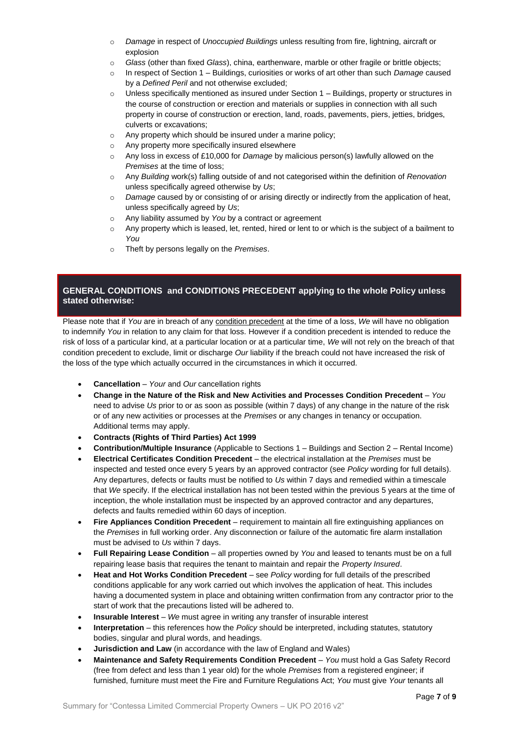- *Damage* in respect of *Unoccupied Buildings* unless resulting from fire, lightning, aircraft or explosion
- *Glass* (other than fixed *Glass*), china, earthenware, marble or other fragile or brittle objects;
- In respect of Section 1 – Buildings, curiosities or works of art other than such *Damage* caused by a *Defined Peril* and not otherwise excluded;
- Unless specifically mentioned as insured under Section 1 – Buildings, property or structures in the course of construction or erection and materials or supplies in connection with all such property in course of construction or erection, land, roads, pavements, piers, jetties, bridges, culverts or excavations;
- Any property which should be insured under a marine policy;
- Any property more specifically insured elsewhere
- Any loss in excess of £10,000 for *Damage* by malicious person(s) lawfully allowed on the *Premises* at the time of loss;
- Any *Building* work(s) falling outside of and not categorised within the definition of *Renovation* unless specifically agreed otherwise by *Us*;
- *Damage* caused by or consisting of or arising directly or indirectly from the application of heat, unless specifically agreed by *Us*;
- Any liability assumed by *You* by a contract or agreement
- Any property which is leased, let, rented, hired or lent to or which is the subject of a bailment to *You*
- Theft by persons legally on the *Premises*.

## GENERAL CONDITIONS and CONDITIONS PRECEDENT applying to the whole Policy unless stated otherwise:

Please note that if *You* are in breach of any condition precedent at the time of a loss, *We* will have no obligation to indemnify *You* in relation to any claim for that loss. However if a condition precedent is intended to reduce the risk of loss of a particular kind, at a particular location or at a particular time, *We* will not rely on the breach of that condition precedent to exclude, limit or discharge *Our* liability if the breach could not have increased the risk of the loss of the type which actually occurred in the circumstances in which it occurred.

- **Cancellation** – *Your* and *Our* cancellation rights
- **Change in the Nature of the Risk and New Activities and Processes Condition Precedent** – *You* need to advise *Us* prior to or as soon as possible (within 7 days) of any change in the nature of the risk or of any new activities or processes at the *Premises* or any changes in tenancy or occupation. Additional terms may apply.
- **Contracts (Rights of Third Parties) Act 1999**
- **Contribution/Multiple Insurance** (Applicable to Sections 1 – Buildings and Section 2 – Rental Income)
- **Electrical Certificates Condition Precedent** – the electrical installation at the *Premises* must be inspected and tested once every 5 years by an approved contractor (see *Policy* wording for full details). Any departures, defects or faults must be notified to *Us* within 7 days and remedied within a timescale that *We* specify. If the electrical installation has not been tested within the previous 5 years at the time of inception, the whole installation must be inspected by an approved contractor and any departures, defects and faults remedied within 60 days of inception.
- **Fire Appliances Condition Precedent** – requirement to maintain all fire extinguishing appliances on the *Premises* in full working order. Any disconnection or failure of the automatic fire alarm installation must be advised to *Us* within 7 days.
- **Full Repairing Lease Condition** – all properties owned by *You* and leased to tenants must be on a full repairing lease basis that requires the tenant to maintain and repair the *Property Insured*.
- **Heat and Hot Works Condition Precedent** – see *Policy* wording for full details of the prescribed conditions applicable for any work carried out which involves the application of heat. This includes having a documented system in place and obtaining written confirmation from any contractor prior to the start of work that the precautions listed will be adhered to.
- **Insurable Interest** – *We* must agree in writing any transfer of insurable interest
- **Interpretation** – this references how the *Policy* should be interpreted, including statutes, statutory bodies, singular and plural words, and headings.
- **Jurisdiction and Law** (in accordance with the law of England and Wales)
- **Maintenance and Safety Requirements Condition Precedent** – *You* must hold a Gas Safety Record (free from defect and less than 1 year old) for the whole *Premises* from a registered engineer; if furnished, furniture must meet the Fire and Furniture Regulations Act; *You* must give *Your* tenants all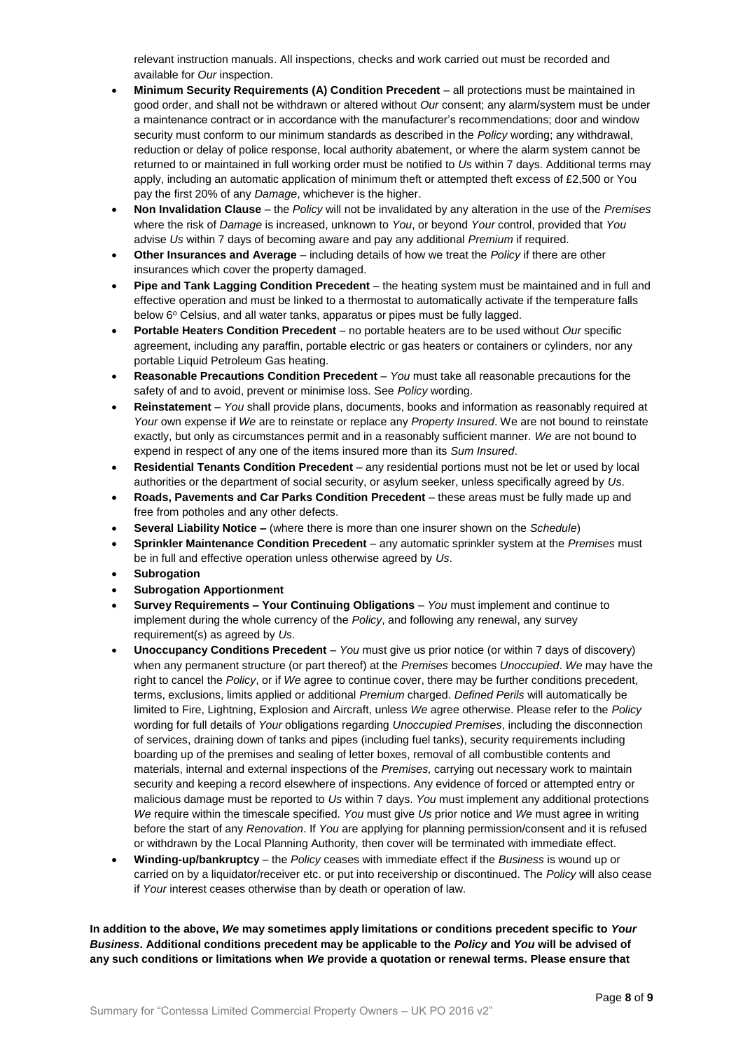relevant instruction manuals. All inspections, checks and work carried out must be recorded and available for *Our* inspection.

- **Minimum Security Requirements (A) Condition Precedent** – all protections must be maintained in good order, and shall not be withdrawn or altered without *Our* consent; any alarm/system must be under a maintenance contract or in accordance with the manufacturer's recommendations; door and window security must conform to our minimum standards as described in the *Policy* wording; any withdrawal, reduction or delay of police response, local authority abatement, or where the alarm system cannot be returned to or maintained in full working order must be notified to *Us* within 7 days. Additional terms may apply, including an automatic application of minimum theft or attempted theft excess of £2,500 or You pay the first 20% of any *Damage*, whichever is the higher.
- **Non Invalidation Clause** – the *Policy* will not be invalidated by any alteration in the use of the *Premises* where the risk of *Damage* is increased, unknown to *You*, or beyond *Your* control, provided that *You* advise *Us* within 7 days of becoming aware and pay any additional *Premium* if required.
- **Other Insurances and Average** – including details of how we treat the *Policy* if there are other insurances which cover the property damaged.
- **Pipe and Tank Lagging Condition Precedent** – the heating system must be maintained and in full and effective operation and must be linked to a thermostat to automatically activate if the temperature falls below 6º Celsius, and all water tanks, apparatus or pipes must be fully lagged.
- **Portable Heaters Condition Precedent** – no portable heaters are to be used without *Our* specific agreement, including any paraffin, portable electric or gas heaters or containers or cylinders, nor any portable Liquid Petroleum Gas heating.
- **Reasonable Precautions Condition Precedent** – *You* must take all reasonable precautions for the safety of and to avoid, prevent or minimise loss. See *Policy* wording.
- **Reinstatement** – *You* shall provide plans, documents, books and information as reasonably required at *Your* own expense if *We* are to reinstate or replace any *Property Insured*. We are not bound to reinstate exactly, but only as circumstances permit and in a reasonably sufficient manner. *We* are not bound to expend in respect of any one of the items insured more than its *Sum Insured*.
- **Residential Tenants Condition Precedent** – any residential portions must not be let or used by local authorities or the department of social security, or asylum seeker, unless specifically agreed by *Us*.
- **Roads, Pavements and Car Parks Condition Precedent** – these areas must be fully made up and free from potholes and any other defects.
- **Several Liability Notice –** (where there is more than one insurer shown on the *Schedule*)
- **Sprinkler Maintenance Condition Precedent** – any automatic sprinkler system at the *Premises* must be in full and effective operation unless otherwise agreed by *Us*.
- **Subrogation**
- **Subrogation Apportionment**
- **Survey Requirements – Your Continuing Obligations** – *You* must implement and continue to implement during the whole currency of the *Policy*, and following any renewal, any survey requirement(s) as agreed by *Us*.
- **Unoccupancy Conditions Precedent** – *You* must give us prior notice (or within 7 days of discovery) when any permanent structure (or part thereof) at the *Premises* becomes *Unoccupied*. *We* may have the right to cancel the *Policy*, or if *We* agree to continue cover, there may be further conditions precedent, terms, exclusions, limits applied or additional *Premium* charged. *Defined Perils* will automatically be limited to Fire, Lightning, Explosion and Aircraft, unless *We* agree otherwise. Please refer to the *Policy* wording for full details of *Your* obligations regarding *Unoccupied Premises*, including the disconnection of services, draining down of tanks and pipes (including fuel tanks), security requirements including boarding up of the premises and sealing of letter boxes, removal of all combustible contents and materials, internal and external inspections of the *Premises,* carrying out necessary work to maintain security and keeping a record elsewhere of inspections. Any evidence of forced or attempted entry or malicious damage must be reported to *Us* within 7 days. *You* must implement any additional protections *We* require within the timescale specified. *You* must give *Us* prior notice and *We* must agree in writing before the start of any *Renovation*. If *You* are applying for planning permission/consent and it is refused or withdrawn by the Local Planning Authority, then cover will be terminated with immediate effect.
- **Winding-up/bankruptcy** – the *Policy* ceases with immediate effect if the *Business* is wound up or carried on by a liquidator/receiver etc. or put into receivership or discontinued. The *Policy* will also cease if *Your* interest ceases otherwise than by death or operation of law.

**In addition to the above, *We* may sometimes apply limitations or conditions precedent specific to *Your Business*. Additional conditions precedent may be applicable to the *Policy* and *You* will be advised of any such conditions or limitations when *We* provide a quotation or renewal terms. Please ensure that**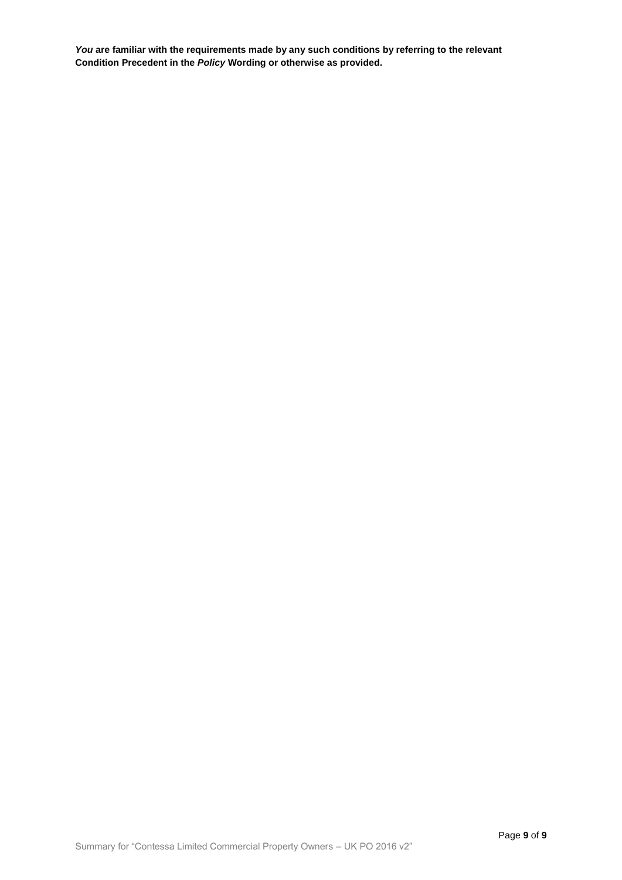***You*** **are familiar with the requirements made by any such conditions by referring to the relevant Condition Precedent in the** ***Policy*** **Wording or otherwise as provided.**